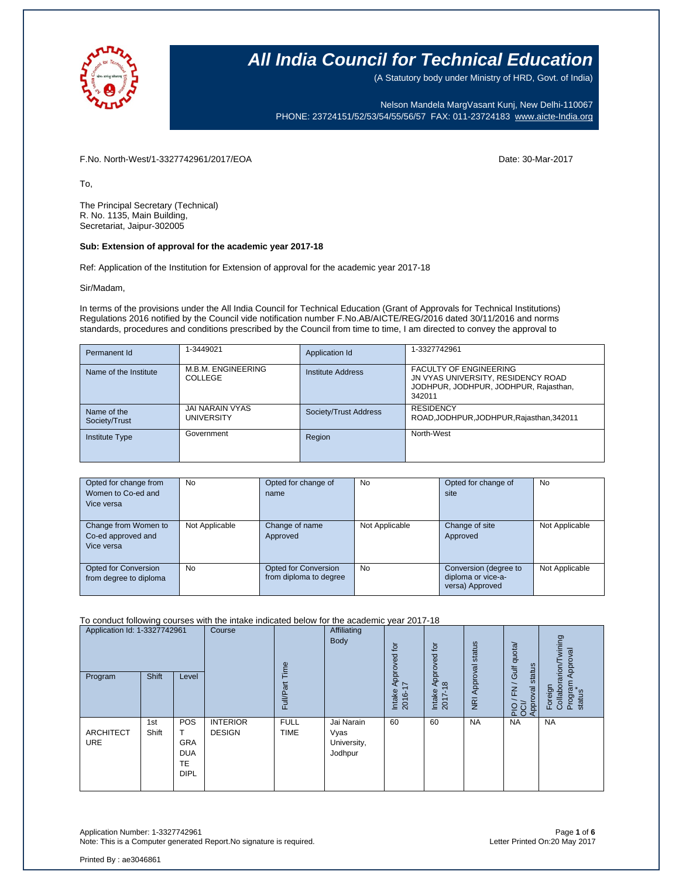# All India Council for Technical Education

(A Statutory body under Ministry of HRD, Govt. of India)

Nelson Mandela MargVasant Kunj, New Delhi-110067
PHONE: 23724151/52/53/54/55/56/57 FAX: 011-23724183 www.aicte-India.org

F.No. North-West/1-3327742961/2017/EOA

Date: 30-Mar-2017

To,

The Principal Secretary (Technical)
R. No. 1135, Main Building,
Secretariat, Jaipur-302005

**Sub: Extension of approval for the academic year 2017-18**

Ref: Application of the Institution for Extension of approval for the academic year 2017-18

Sir/Madam,

In terms of the provisions under the All India Council for Technical Education (Grant of Approvals for Technical Institutions) Regulations 2016 notified by the Council vide notification number F.No.AB/AICTE/REG/2016 dated 30/11/2016 and norms standards, procedures and conditions prescribed by the Council from time to time, I am directed to convey the approval to

| Permanent Id | 1-3449021 | Application Id | 1-3327742961 |
|---|---|---|---|
| Name of the Institute | M.B.M. ENGINEERING COLLEGE | Institute Address | FACULTY OF ENGINEERING JN VYAS UNIVERSITY, RESIDENCY ROAD JODHPUR, JODHPUR, JODHPUR, Rajasthan, 342011 |
| Name of the Society/Trust | JAI NARAIN VYAS UNIVERSITY | Society/Trust Address | RESIDENCY ROAD,JODHPUR,JODHPUR,Rajasthan,342011 |
| Institute Type | Government | Region | North-West |

| Opted for change from Women to Co-ed and Vice versa | No | Opted for change of name | No | Opted for change of site | No |
|---|---|---|---|---|---|
| Change from Women to Co-ed approved and Vice versa | Not Applicable | Change of name Approved | Not Applicable | Change of site Approved | Not Applicable |
| Opted for Conversion from degree to diploma | No | Opted for Conversion from diploma to degree | No | Conversion (degree to diploma or vice-a-versa) Approved | Not Applicable |

To conduct following courses with the intake indicated below for the academic year 2017-18

| Application Id: 1-3327742961 | | | Course | Full/Part Time | Affiliating Body | Intake Approved for 2016-17 | Intake Approved for 2017-18 | NRI Approval status | PIO / FN / Gulf quota/ OCI/ Approval status | Foreign Collaboration/Twining Program Approval status* |
|---|---|---|---|---|---|---|---|---|---|---|
| Program | Shift | Level | | | | | | | | |
| ARCHITECTURE | 1st Shift | POST GRADUATE DIPL | INTERIOR DESIGN | FULL TIME | Jai Narain Vyas University, Jodhpur | 60 | 60 | NA | NA | NA |

Application Number: 1-3327742961
Note: This is a Computer generated Report.No signature is required.

Letter Printed On:20 May 2017

Printed By : ae3046861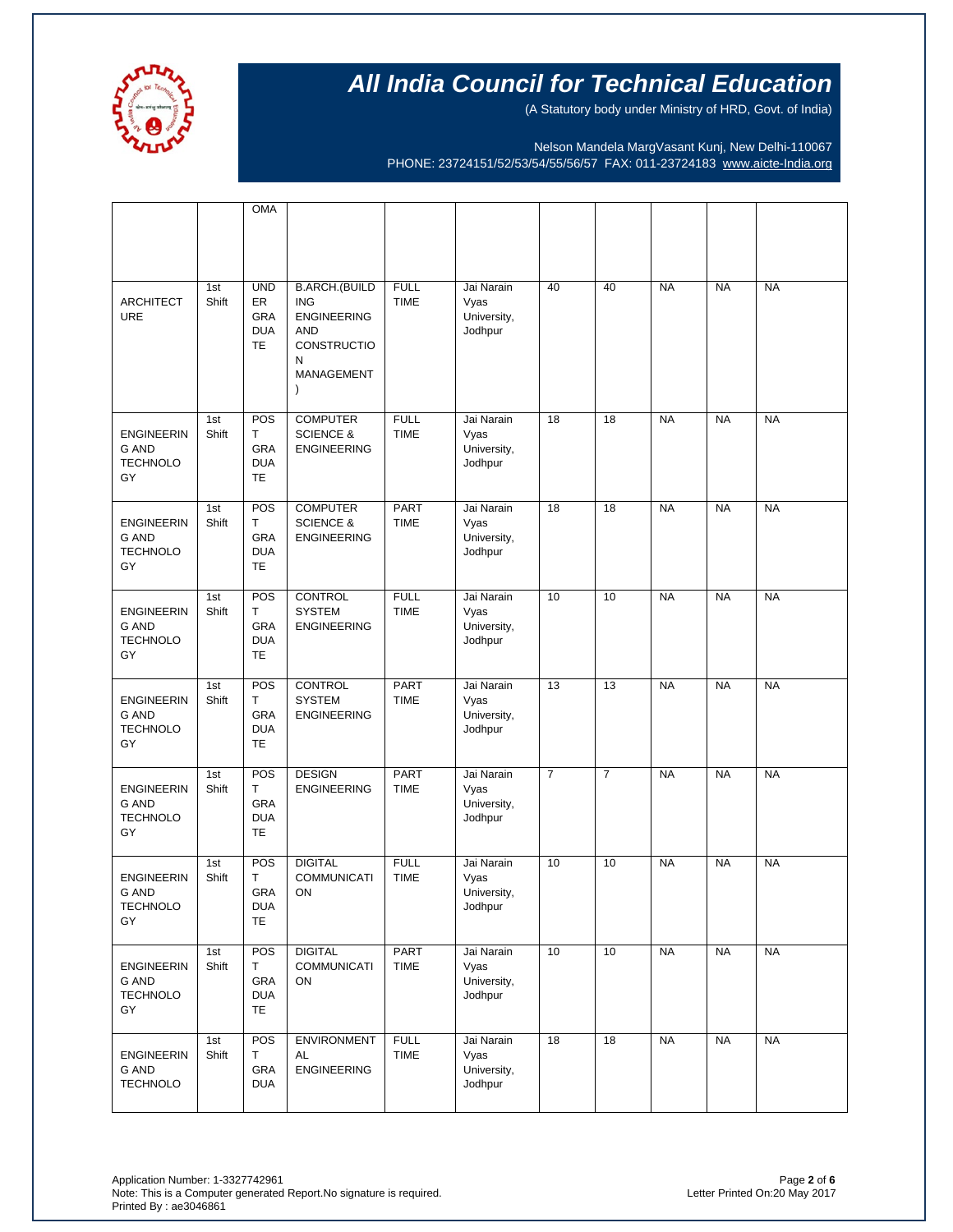| | | OMA | | | | | | | | |
|---|---|---|---|---|---|---|---|---|---|---|
| ARCHITECTURE | 1st Shift | UNDER GRADUATE | B.ARCH.(BUILDING ENGINEERING AND CONSTRUCTION MANAGEMENT) | FULL TIME | Jai Narain Vyas University, Jodhpur | 40 | 40 | NA | NA | NA |
| ENGINEERING AND TECHNOLOGY | 1st Shift | POST GRADUATE | COMPUTER SCIENCE & ENGINEERING | FULL TIME | Jai Narain Vyas University, Jodhpur | 18 | 18 | NA | NA | NA |
| ENGINEERING AND TECHNOLOGY | 1st Shift | POST GRADUATE | COMPUTER SCIENCE & ENGINEERING | PART TIME | Jai Narain Vyas University, Jodhpur | 18 | 18 | NA | NA | NA |
| ENGINEERING AND TECHNOLOGY | 1st Shift | POST GRADUATE | CONTROL SYSTEM ENGINEERING | FULL TIME | Jai Narain Vyas University, Jodhpur | 10 | 10 | NA | NA | NA |
| ENGINEERING AND TECHNOLOGY | 1st Shift | POST GRADUATE | CONTROL SYSTEM ENGINEERING | PART TIME | Jai Narain Vyas University, Jodhpur | 13 | 13 | NA | NA | NA |
| ENGINEERING AND TECHNOLOGY | 1st Shift | POST GRADUATE | DESIGN ENGINEERING | PART TIME | Jai Narain Vyas University, Jodhpur | 7 | 7 | NA | NA | NA |
| ENGINEERING AND TECHNOLOGY | 1st Shift | POST GRADUATE | DIGITAL COMMUNICATION | FULL TIME | Jai Narain Vyas University, Jodhpur | 10 | 10 | NA | NA | NA |
| ENGINEERING AND TECHNOLOGY | 1st Shift | POST GRADUATE | DIGITAL COMMUNICATION | PART TIME | Jai Narain Vyas University, Jodhpur | 10 | 10 | NA | NA | NA |
| ENGINEERING AND TECHNOLOGY | 1st Shift | POST GRADUA | ENVIRONMENTAL ENGINEERING | FULL TIME | Jai Narain Vyas University, Jodhpur | 18 | 18 | NA | NA | NA |

Application Number: 1-3327742961
Note: This is a Computer generated Report.No signature is required.
Printed By : ae3046861

Letter Printed On:20 May 2017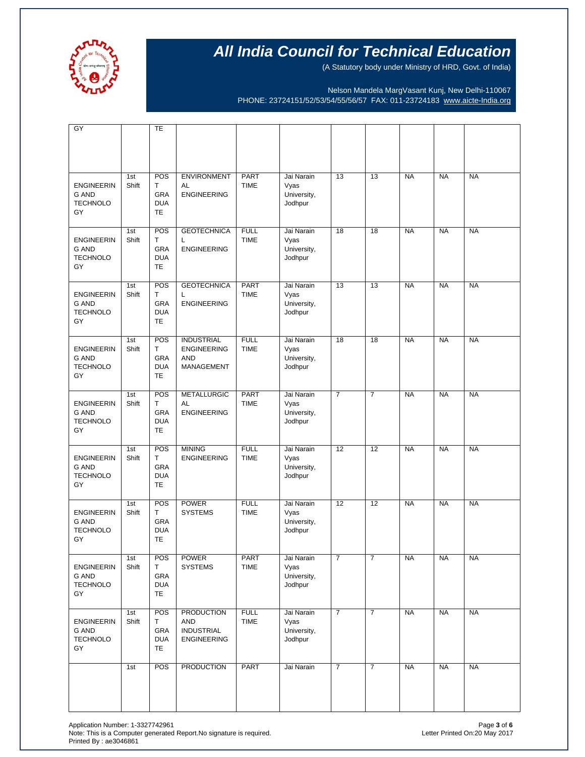# All India Council for Technical Education

(A Statutory body under Ministry of HRD, Govt. of India)

Nelson Mandela MargVasant Kunj, New Delhi-110067
PHONE: 23724151/52/53/54/55/56/57 FAX: 011-23724183 www.aicte-India.org

| | | | | | | | | | | |
|---|---|---|---|---|---|---|---|---|---|---|
| GY | | TE | | | | | | | | |
| ENGINEERING AND TECHNOLOGY | 1st Shift | POST GRADUATE | ENVIRONMENTAL ENGINEERING | PART TIME | Jai Narain Vyas University, Jodhpur | 13 | 13 | NA | NA | NA |
| ENGINEERING AND TECHNOLOGY | 1st Shift | POST GRADUATE | GEOTECHNICAL ENGINEERING | FULL TIME | Jai Narain Vyas University, Jodhpur | 18 | 18 | NA | NA | NA |
| ENGINEERING AND TECHNOLOGY | 1st Shift | POST GRADUATE | GEOTECHNICAL ENGINEERING | PART TIME | Jai Narain Vyas University, Jodhpur | 13 | 13 | NA | NA | NA |
| ENGINEERING AND TECHNOLOGY | 1st Shift | POST GRADUATE | INDUSTRIAL ENGINEERING AND MANAGEMENT | FULL TIME | Jai Narain Vyas University, Jodhpur | 18 | 18 | NA | NA | NA |
| ENGINEERING AND TECHNOLOGY | 1st Shift | POST GRADUATE | METALLURGICAL ENGINEERING | PART TIME | Jai Narain Vyas University, Jodhpur | 7 | 7 | NA | NA | NA |
| ENGINEERING AND TECHNOLOGY | 1st Shift | POST GRADUATE | MINING ENGINEERING | FULL TIME | Jai Narain Vyas University, Jodhpur | 12 | 12 | NA | NA | NA |
| ENGINEERING AND TECHNOLOGY | 1st Shift | POST GRADUATE | POWER SYSTEMS | FULL TIME | Jai Narain Vyas University, Jodhpur | 12 | 12 | NA | NA | NA |
| ENGINEERING AND TECHNOLOGY | 1st Shift | POST GRADUATE | POWER SYSTEMS | PART TIME | Jai Narain Vyas University, Jodhpur | 7 | 7 | NA | NA | NA |
| ENGINEERING AND TECHNOLOGY | 1st Shift | POST GRADUATE | PRODUCTION AND INDUSTRIAL ENGINEERING | FULL TIME | Jai Narain Vyas University, Jodhpur | 7 | 7 | NA | NA | NA |
| | 1st | POS | PRODUCTION | PART | Jai Narain | 7 | 7 | NA | NA | NA |

Application Number: 1-3327742961
Note: This is a Computer generated Report.No signature is required.
Printed By : ae3046861

Letter Printed On:20 May 2017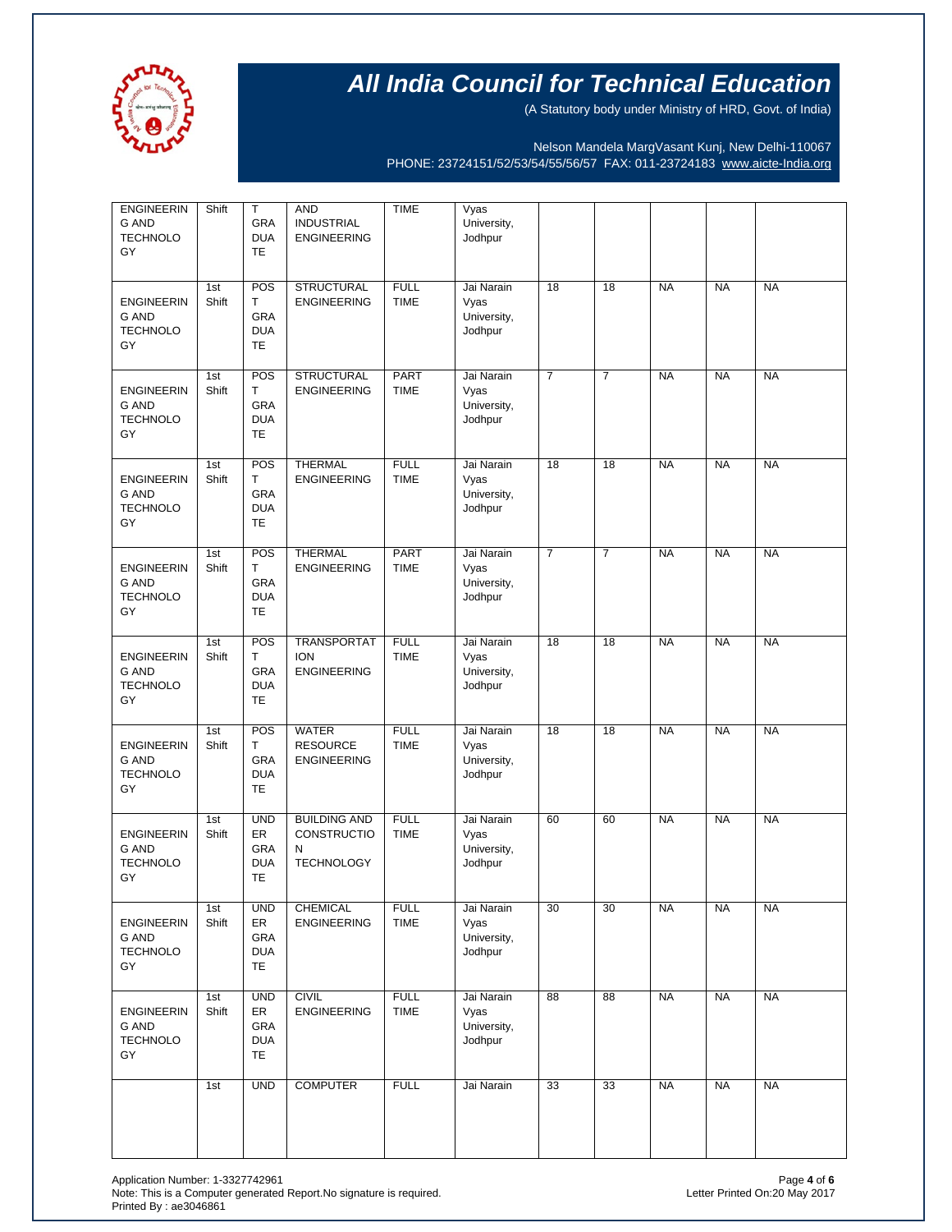# All India Council for Technical Education

(A Statutory body under Ministry of HRD, Govt. of India)

Nelson Mandela MargVasant Kunj, New Delhi-110067
PHONE: 23724151/52/53/54/55/56/57 FAX: 011-23724183 www.aicte-India.org

| | | | | | | | | | | |
|---|---|---|---|---|---|---|---|---|---|---|
| ENGINEERING AND TECHNOLOGY | Shift | T GRADUATE | AND INDUSTRIAL ENGINEERING | TIME | Vyas University, Jodhpur | | | | | |
| ENGINEERING AND TECHNOLOGY | 1st Shift | POST GRADUATE | STRUCTURAL ENGINEERING | FULL TIME | Jai Narain Vyas University, Jodhpur | 18 | 18 | NA | NA | NA |
| ENGINEERING AND TECHNOLOGY | 1st Shift | POST GRADUATE | STRUCTURAL ENGINEERING | PART TIME | Jai Narain Vyas University, Jodhpur | 7 | 7 | NA | NA | NA |
| ENGINEERING AND TECHNOLOGY | 1st Shift | POST GRADUATE | THERMAL ENGINEERING | FULL TIME | Jai Narain Vyas University, Jodhpur | 18 | 18 | NA | NA | NA |
| ENGINEERING AND TECHNOLOGY | 1st Shift | POST GRADUATE | THERMAL ENGINEERING | PART TIME | Jai Narain Vyas University, Jodhpur | 7 | 7 | NA | NA | NA |
| ENGINEERING AND TECHNOLOGY | 1st Shift | POST GRADUATE | TRANSPORTATION ENGINEERING | FULL TIME | Jai Narain Vyas University, Jodhpur | 18 | 18 | NA | NA | NA |
| ENGINEERING AND TECHNOLOGY | 1st Shift | POST GRADUATE | WATER RESOURCE ENGINEERING | FULL TIME | Jai Narain Vyas University, Jodhpur | 18 | 18 | NA | NA | NA |
| ENGINEERING AND TECHNOLOGY | 1st Shift | UNDER GRADUATE | BUILDING AND CONSTRUCTION TECHNOLOGY | FULL TIME | Jai Narain Vyas University, Jodhpur | 60 | 60 | NA | NA | NA |
| ENGINEERING AND TECHNOLOGY | 1st Shift | UNDER GRADUATE | CHEMICAL ENGINEERING | FULL TIME | Jai Narain Vyas University, Jodhpur | 30 | 30 | NA | NA | NA |
| ENGINEERING AND TECHNOLOGY | 1st Shift | UNDER GRADUATE | CIVIL ENGINEERING | FULL TIME | Jai Narain Vyas University, Jodhpur | 88 | 88 | NA | NA | NA |
| | 1st | UND | COMPUTER | FULL | Jai Narain | 33 | 33 | NA | NA | NA |

Application Number: 1-3327742961
Note: This is a Computer generated Report.No signature is required.
Printed By : ae3046861

Letter Printed On:20 May 2017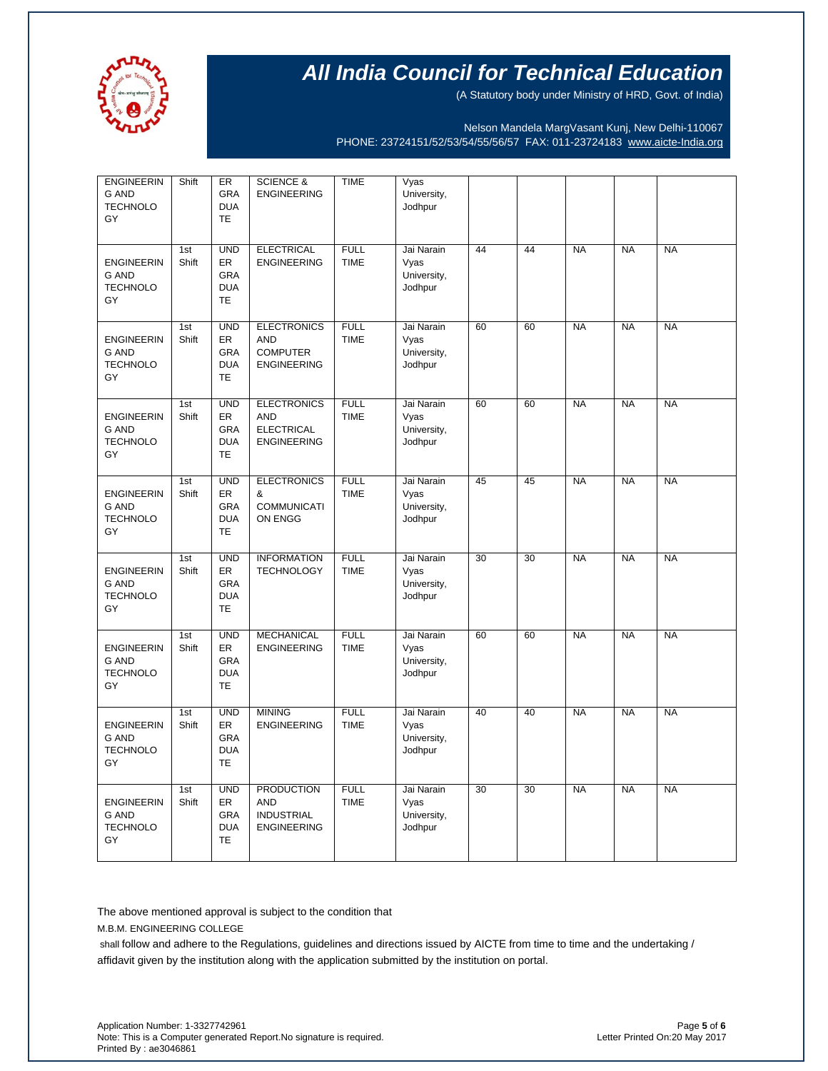# All India Council for Technical Education

(A Statutory body under Ministry of HRD, Govt. of India)

Nelson Mandela MargVasant Kunj, New Delhi-110067
PHONE: 23724151/52/53/54/55/56/57 FAX: 011-23724183 www.aicte-India.org

| | | | | | | | | | | |
|---|---|---|---|---|---|---|---|---|---|---|
| ENGINEERING AND TECHNOLOGY | Shift | UNDER GRADUATE | SCIENCE & ENGINEERING | TIME | Vyas University, Jodhpur | | | | | |
| ENGINEERING AND TECHNOLOGY | 1st Shift | UNDER GRADUATE | ELECTRICAL ENGINEERING | FULL TIME | Jai Narain Vyas University, Jodhpur | 44 | 44 | NA | NA | NA |
| ENGINEERING AND TECHNOLOGY | 1st Shift | UNDER GRADUATE | ELECTRONICS AND COMPUTER ENGINEERING | FULL TIME | Jai Narain Vyas University, Jodhpur | 60 | 60 | NA | NA | NA |
| ENGINEERING AND TECHNOLOGY | 1st Shift | UNDER GRADUATE | ELECTRONICS AND ELECTRICAL ENGINEERING | FULL TIME | Jai Narain Vyas University, Jodhpur | 60 | 60 | NA | NA | NA |
| ENGINEERING AND TECHNOLOGY | 1st Shift | UNDER GRADUATE | ELECTRONICS & COMMUNICATION ENGG | FULL TIME | Jai Narain Vyas University, Jodhpur | 45 | 45 | NA | NA | NA |
| ENGINEERING AND TECHNOLOGY | 1st Shift | UNDER GRADUATE | INFORMATION TECHNOLOGY | FULL TIME | Jai Narain Vyas University, Jodhpur | 30 | 30 | NA | NA | NA |
| ENGINEERING AND TECHNOLOGY | 1st Shift | UNDER GRADUATE | MECHANICAL ENGINEERING | FULL TIME | Jai Narain Vyas University, Jodhpur | 60 | 60 | NA | NA | NA |
| ENGINEERING AND TECHNOLOGY | 1st Shift | UNDER GRADUATE | MINING ENGINEERING | FULL TIME | Jai Narain Vyas University, Jodhpur | 40 | 40 | NA | NA | NA |
| ENGINEERING AND TECHNOLOGY | 1st Shift | UNDER GRADUATE | PRODUCTION AND INDUSTRIAL ENGINEERING | FULL TIME | Jai Narain Vyas University, Jodhpur | 30 | 30 | NA | NA | NA |

The above mentioned approval is subject to the condition that

M.B.M. ENGINEERING COLLEGE

shall follow and adhere to the Regulations, guidelines and directions issued by AICTE from time to time and the undertaking / affidavit given by the institution along with the application submitted by the institution on portal.

Application Number: 1-3327742961
Note: This is a Computer generated Report.No signature is required.
Printed By : ae3046861

Letter Printed On:20 May 2017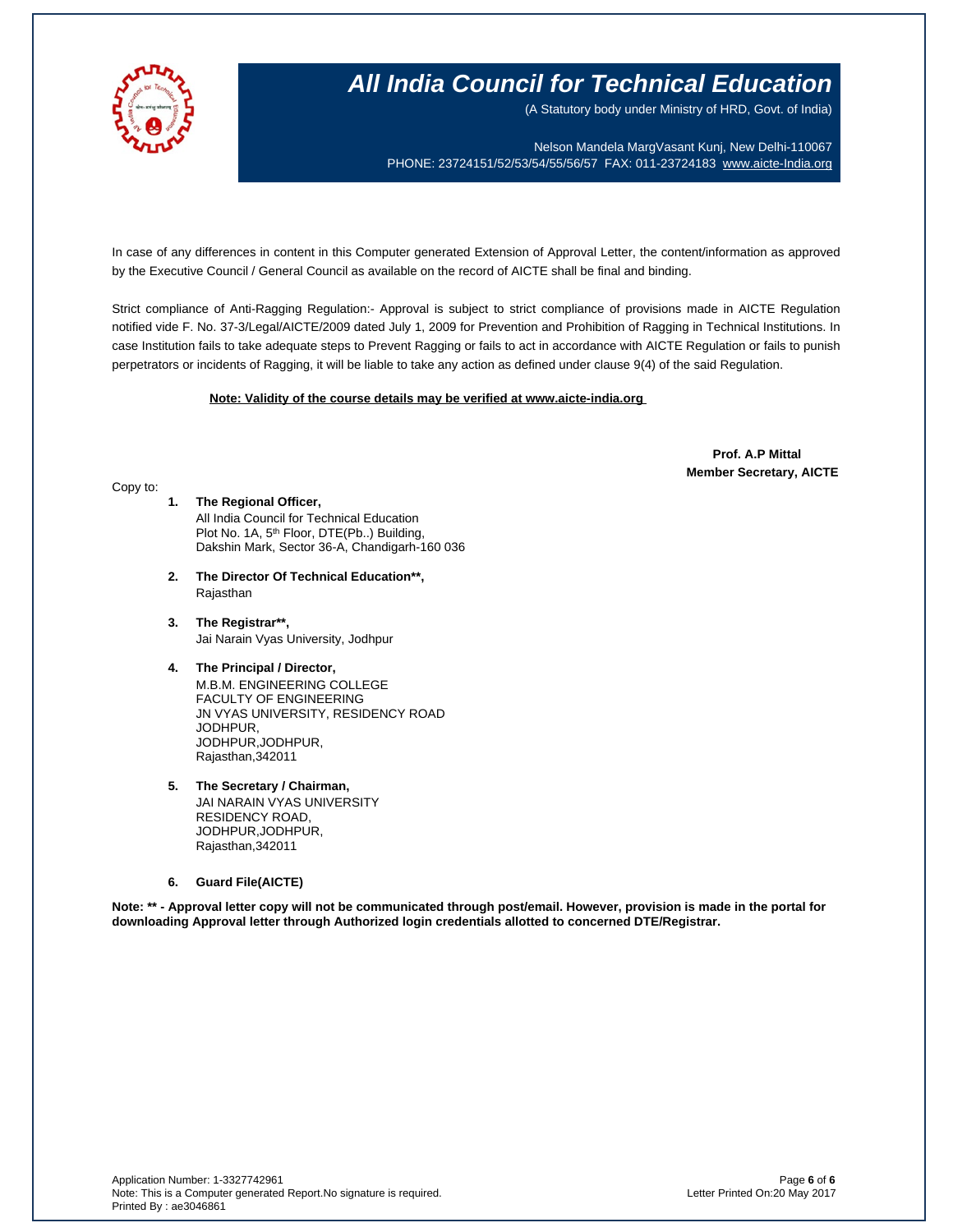# All India Council for Technical Education

(A Statutory body under Ministry of HRD, Govt. of India)

Nelson Mandela MargVasant Kunj, New Delhi-110067
PHONE: 23724151/52/53/54/55/56/57 FAX: 011-23724183 www.aicte-India.org

In case of any differences in content in this Computer generated Extension of Approval Letter, the content/information as approved by the Executive Council / General Council as available on the record of AICTE shall be final and binding.

Strict compliance of Anti-Ragging Regulation:- Approval is subject to strict compliance of provisions made in AICTE Regulation notified vide F. No. 37-3/Legal/AICTE/2009 dated July 1, 2009 for Prevention and Prohibition of Ragging in Technical Institutions. In case Institution fails to take adequate steps to Prevent Ragging or fails to act in accordance with AICTE Regulation or fails to punish perpetrators or incidents of Ragging, it will be liable to take any action as defined under clause 9(4) of the said Regulation.

**Note: Validity of the course details may be verified at www.aicte-india.org**

**Prof. A.P Mittal**
**Member Secretary, AICTE**

Copy to:

1. **The Regional Officer,**
   All India Council for Technical Education
   Plot No. 1A, 5th Floor, DTE(Pb..) Building,
   Dakshin Mark, Sector 36-A, Chandigarh-160 036

2. **The Director Of Technical Education\*\*,**
   Rajasthan

3. **The Registrar\*\*,**
   Jai Narain Vyas University, Jodhpur

4. **The Principal / Director,**
   M.B.M. ENGINEERING COLLEGE
   FACULTY OF ENGINEERING
   JN VYAS UNIVERSITY, RESIDENCY ROAD
   JODHPUR,
   JODHPUR,JODHPUR,
   Rajasthan,342011

5. **The Secretary / Chairman,**
   JAI NARAIN VYAS UNIVERSITY
   RESIDENCY ROAD,
   JODHPUR,JODHPUR,
   Rajasthan,342011

6. **Guard File(AICTE)**

**Note: \*\* - Approval letter copy will not be communicated through post/email. However, provision is made in the portal for downloading Approval letter through Authorized login credentials allotted to concerned DTE/Registrar.**

Application Number: 1-3327742961
Note: This is a Computer generated Report.No signature is required.
Printed By : ae3046861

Letter Printed On:20 May 2017